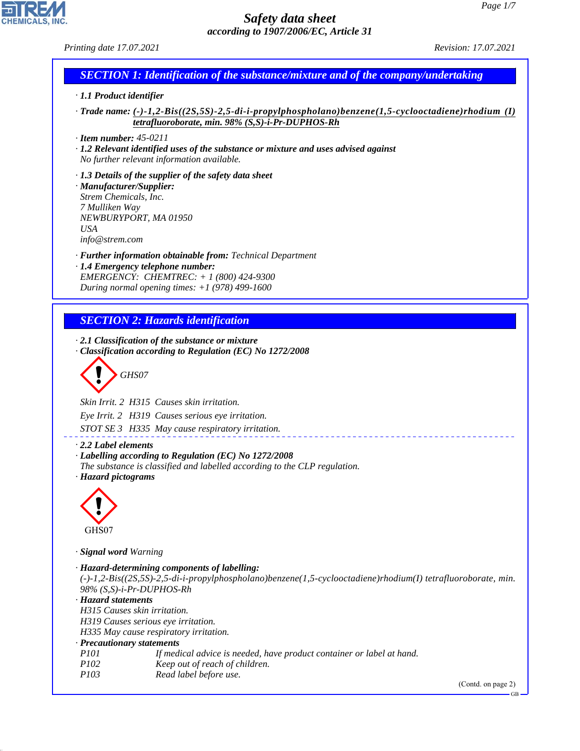# Safety data sheet
*according to 1907/2006/EC, Article 31*

Printing date 17.07.2021 Revision: 17.07.2021

## SECTION 1: Identification of the substance/mixture and of the company/undertaking

· **1.1 Product identifier**

· **Trade name:** **(-)-1,2-Bis((2S,5S)-2,5-di-i-propylphospholano)benzene(1,5-cyclooctadiene)rhodium (I) tetrafluoroborate, min. 98% (S,S)-i-Pr-DUPHOS-Rh**

· **Item number:** 45-0211

· **1.2 Relevant identified uses of the substance or mixture and uses advised against**
No further relevant information available.

· **1.3 Details of the supplier of the safety data sheet**

· **Manufacturer/Supplier:**
Strem Chemicals, Inc.
7 Mulliken Way
NEWBURYPORT, MA 01950
USA
info@strem.com

· **Further information obtainable from:** Technical Department

· **1.4 Emergency telephone number:**
EMERGENCY: CHEMTREC: + 1 (800) 424-9300
During normal opening times: +1 (978) 499-1600

## SECTION 2: Hazards identification

· **2.1 Classification of the substance or mixture**

· **Classification according to Regulation (EC) No 1272/2008**

GHS07

Skin Irrit. 2 H315 Causes skin irritation.

Eye Irrit. 2 H319 Causes serious eye irritation.

STOT SE 3 H335 May cause respiratory irritation.

· **2.2 Label elements**

· **Labelling according to Regulation (EC) No 1272/2008**
The substance is classified and labelled according to the CLP regulation.

· **Hazard pictograms**

GHS07

· **Signal word** Warning

· **Hazard-determining components of labelling:**
(-)-1,2-Bis((2S,5S)-2,5-di-i-propylphospholano)benzene(1,5-cyclooctadiene)rhodium(I) tetrafluoroborate, min. 98% (S,S)-i-Pr-DUPHOS-Rh

· **Hazard statements**
H315 Causes skin irritation.
H319 Causes serious eye irritation.
H335 May cause respiratory irritation.

· **Precautionary statements**

| | |
|---|---|
| P101 | If medical advice is needed, have product container or label at hand. |
| P102 | Keep out of reach of children. |
| P103 | Read label before use. |

(Contd. on page 2)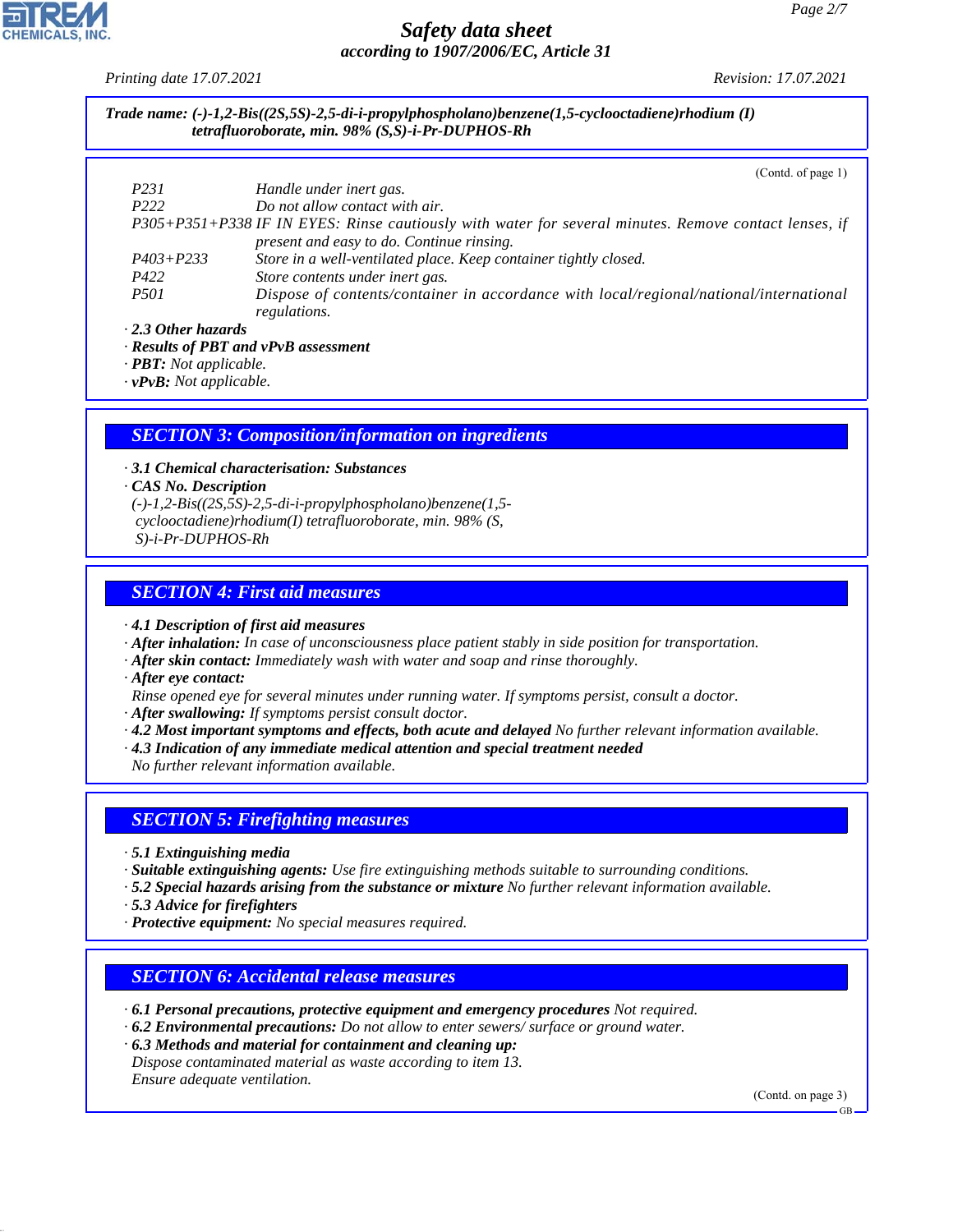**Trade name: (-)-1,2-Bis((2S,5S)-2,5-di-i-propylphospholano)benzene(1,5-cyclooctadiene)rhodium (I) tetrafluoroborate, min. 98% (S,S)-i-Pr-DUPHOS-Rh**

(Contd. of page 1)

| | |
|---|---|
| P231 | Handle under inert gas. |
| P222 | Do not allow contact with air. |
| P305+P351+P338 | IF IN EYES: Rinse cautiously with water for several minutes. Remove contact lenses, if present and easy to do. Continue rinsing. |
| P403+P233 | Store in a well-ventilated place. Keep container tightly closed. |
| P422 | Store contents under inert gas. |
| P501 | Dispose of contents/container in accordance with local/regional/national/international regulations. |

· **2.3 Other hazards**
· **Results of PBT and vPvB assessment**
· **PBT:** Not applicable.
· **vPvB:** Not applicable.

## SECTION 3: Composition/information on ingredients

· **3.1 Chemical characterisation: Substances**
· **CAS No. Description**
(-)-1,2-Bis((2S,5S)-2,5-di-i-propylphospholano)benzene(1,5-cyclooctadiene)rhodium(I) tetrafluoroborate, min. 98% (S, S)-i-Pr-DUPHOS-Rh

## SECTION 4: First aid measures

· **4.1 Description of first aid measures**
· **After inhalation:** In case of unconsciousness place patient stably in side position for transportation.
· **After skin contact:** Immediately wash with water and soap and rinse thoroughly.
· **After eye contact:**
Rinse opened eye for several minutes under running water. If symptoms persist, consult a doctor.
· **After swallowing:** If symptoms persist consult doctor.
· **4.2 Most important symptoms and effects, both acute and delayed** No further relevant information available.
· **4.3 Indication of any immediate medical attention and special treatment needed**
No further relevant information available.

## SECTION 5: Firefighting measures

· **5.1 Extinguishing media**
· **Suitable extinguishing agents:** Use fire extinguishing methods suitable to surrounding conditions.
· **5.2 Special hazards arising from the substance or mixture** No further relevant information available.
· **5.3 Advice for firefighters**
· **Protective equipment:** No special measures required.

## SECTION 6: Accidental release measures

· **6.1 Personal precautions, protective equipment and emergency procedures** Not required.
· **6.2 Environmental precautions:** Do not allow to enter sewers/ surface or ground water.
· **6.3 Methods and material for containment and cleaning up:**
Dispose contaminated material as waste according to item 13.
Ensure adequate ventilation.

(Contd. on page 3)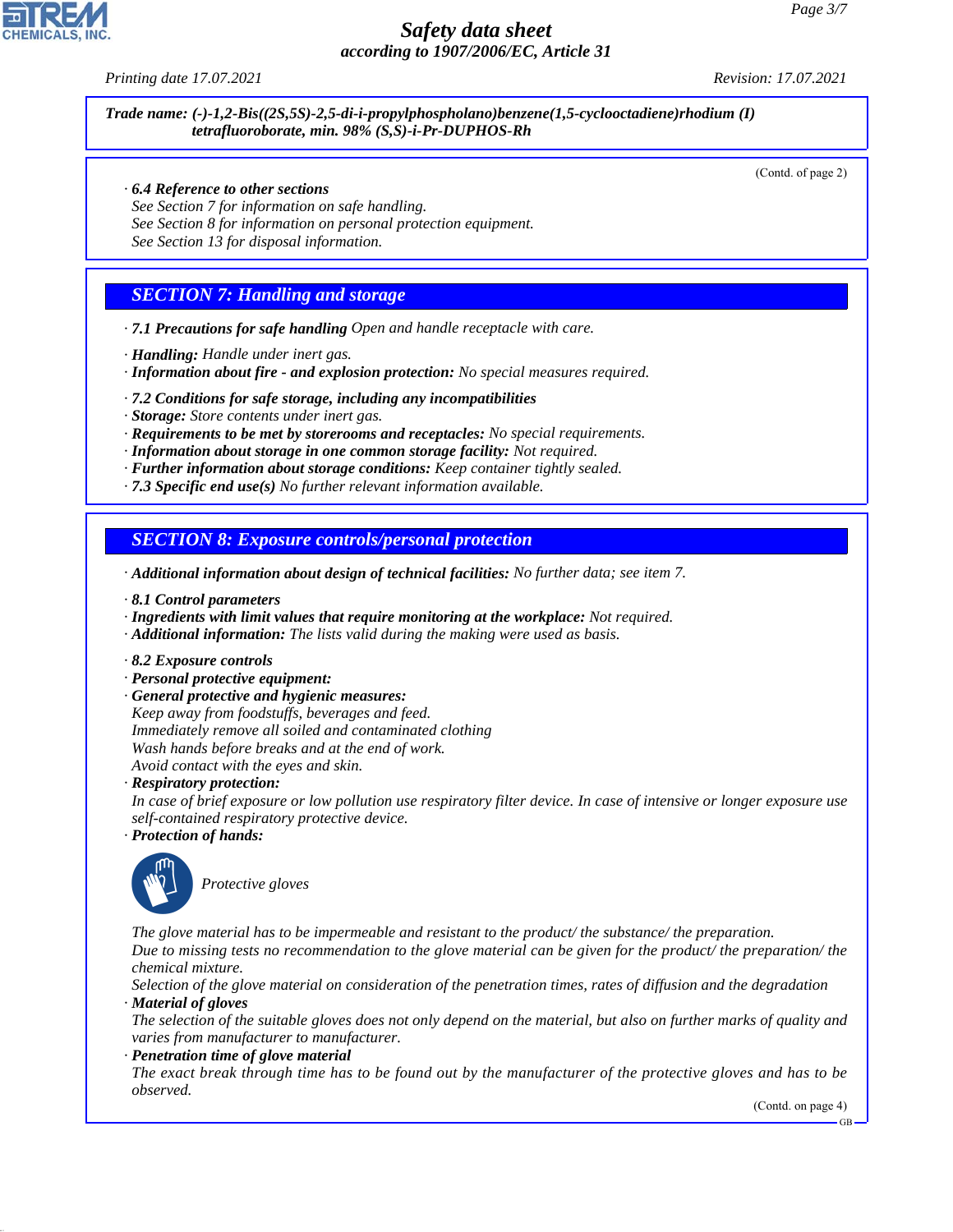**Trade name: (-)-1,2-Bis((2S,5S)-2,5-di-i-propylphospholano)benzene(1,5-cyclooctadiene)rhodium (I) tetrafluoroborate, min. 98% (S,S)-i-Pr-DUPHOS-Rh**

(Contd. of page 2)

· **6.4 Reference to other sections**
See Section 7 for information on safe handling.
See Section 8 for information on personal protection equipment.
See Section 13 for disposal information.

## SECTION 7: Handling and storage

· **7.1 Precautions for safe handling** Open and handle receptacle with care.

· **Handling:** Handle under inert gas.
· **Information about fire - and explosion protection:** No special measures required.

· **7.2 Conditions for safe storage, including any incompatibilities**
· **Storage:** Store contents under inert gas.
· **Requirements to be met by storerooms and receptacles:** No special requirements.
· **Information about storage in one common storage facility:** Not required.
· **Further information about storage conditions:** Keep container tightly sealed.
· **7.3 Specific end use(s)** No further relevant information available.

## SECTION 8: Exposure controls/personal protection

· **Additional information about design of technical facilities:** No further data; see item 7.

· **8.1 Control parameters**
· **Ingredients with limit values that require monitoring at the workplace:** Not required.
· **Additional information:** The lists valid during the making were used as basis.

· **8.2 Exposure controls**
· **Personal protective equipment:**
· **General protective and hygienic measures:**
Keep away from foodstuffs, beverages and feed.
Immediately remove all soiled and contaminated clothing
Wash hands before breaks and at the end of work.
Avoid contact with the eyes and skin.
· **Respiratory protection:**
In case of brief exposure or low pollution use respiratory filter device. In case of intensive or longer exposure use self-contained respiratory protective device.
· **Protection of hands:**

Protective gloves

The glove material has to be impermeable and resistant to the product/ the substance/ the preparation.
Due to missing tests no recommendation to the glove material can be given for the product/ the preparation/ the chemical mixture.
Selection of the glove material on consideration of the penetration times, rates of diffusion and the degradation
· **Material of gloves**
The selection of the suitable gloves does not only depend on the material, but also on further marks of quality and varies from manufacturer to manufacturer.
· **Penetration time of glove material**
The exact break through time has to be found out by the manufacturer of the protective gloves and has to be observed.

(Contd. on page 4)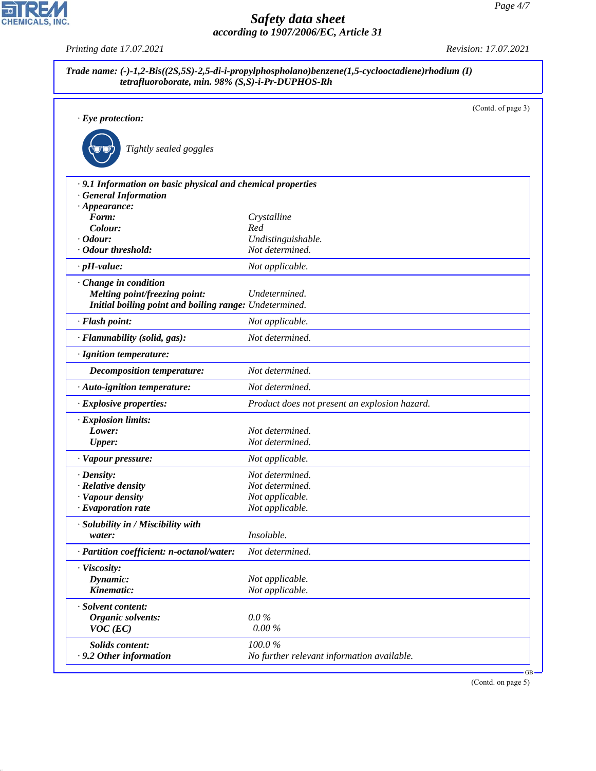**Trade name: (-)-1,2-Bis((2S,5S)-2,5-di-i-propylphospholano)benzene(1,5-cyclooctadiene)rhodium (I) tetrafluoroborate, min. 98% (S,S)-i-Pr-DUPHOS-Rh**

(Contd. of page 3)

· **Eye protection:**

Tightly sealed goggles

| | |
|---|---|
| · **9.1 Information on basic physical and chemical properties** | |
| · **General Information** | |
| · **Appearance:** | |
| **Form:** | Crystalline |
| **Colour:** | Red |
| · **Odour:** | Undistinguishable. |
| · **Odour threshold:** | Not determined. |
| · **pH-value:** | Not applicable. |
| · **Change in condition** | |
| **Melting point/freezing point:** | Undetermined. |
| **Initial boiling point and boiling range:** | Undetermined. |
| · **Flash point:** | Not applicable. |
| · **Flammability (solid, gas):** | Not determined. |
| · **Ignition temperature:** | |
| **Decomposition temperature:** | Not determined. |
| · **Auto-ignition temperature:** | Not determined. |
| · **Explosive properties:** | Product does not present an explosion hazard. |
| · **Explosion limits:** | |
| **Lower:** | Not determined. |
| **Upper:** | Not determined. |
| · **Vapour pressure:** | Not applicable. |
| · **Density:** | Not determined. |
| · **Relative density** | Not determined. |
| · **Vapour density** | Not applicable. |
| · **Evaporation rate** | Not applicable. |
| · **Solubility in / Miscibility with** | |
| **water:** | Insoluble. |
| · **Partition coefficient: n-octanol/water:** | Not determined. |
| · **Viscosity:** | |
| **Dynamic:** | Not applicable. |
| **Kinematic:** | Not applicable. |
| · **Solvent content:** | |
| **Organic solvents:** | 0.0 % |
| **VOC (EC)** | 0.00 % |
| **Solids content:** | 100.0 % |
| · **9.2 Other information** | No further relevant information available. |

(Contd. on page 5)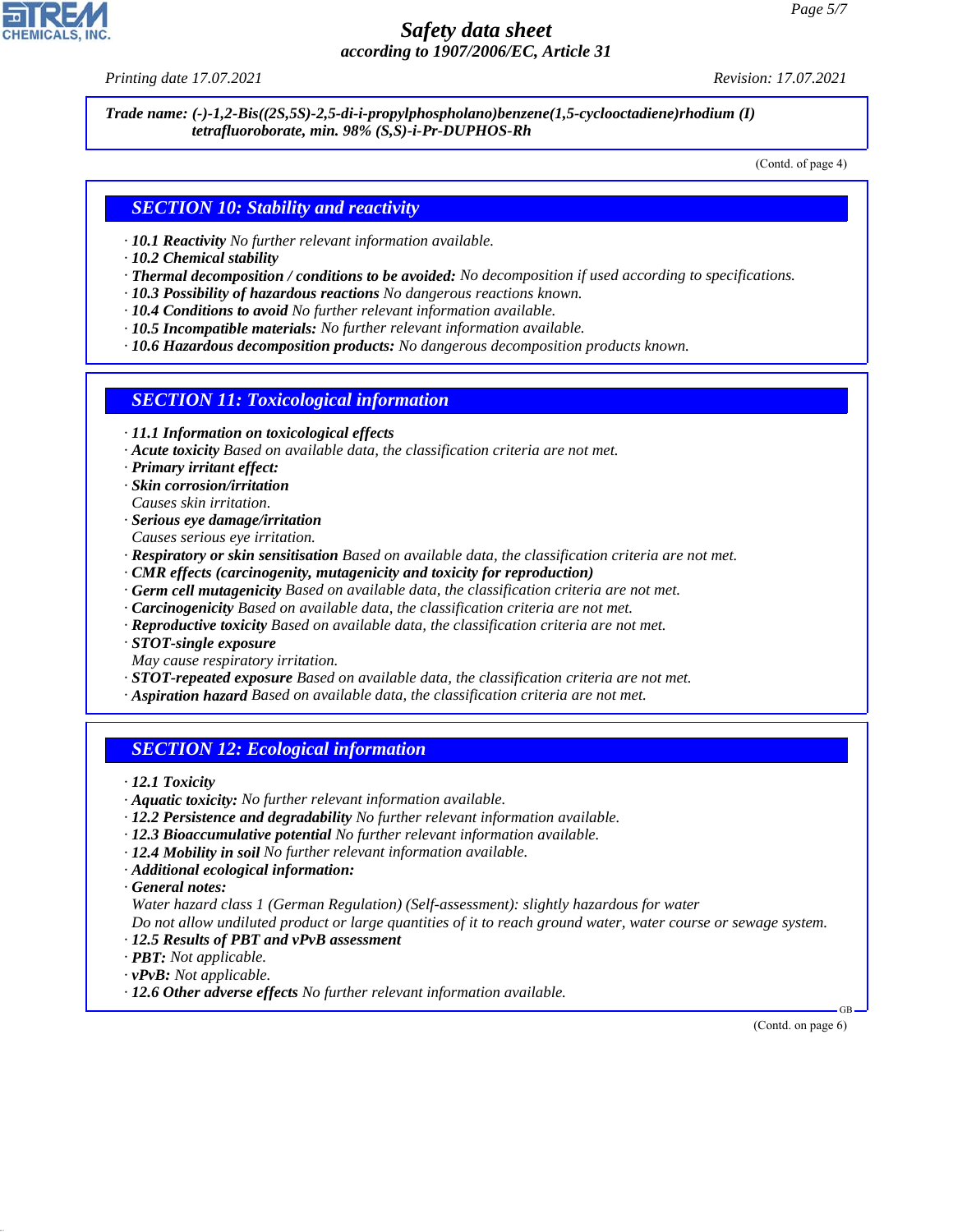**Trade name: (-)-1,2-Bis((2S,5S)-2,5-di-i-propylphospholano)benzene(1,5-cyclooctadiene)rhodium (I) tetrafluoroborate, min. 98% (S,S)-i-Pr-DUPHOS-Rh**

(Contd. of page 4)

## SECTION 10: Stability and reactivity

- · **10.1 Reactivity** No further relevant information available.
- · **10.2 Chemical stability**
- · **Thermal decomposition / conditions to be avoided:** No decomposition if used according to specifications.
- · **10.3 Possibility of hazardous reactions** No dangerous reactions known.
- · **10.4 Conditions to avoid** No further relevant information available.
- · **10.5 Incompatible materials:** No further relevant information available.
- · **10.6 Hazardous decomposition products:** No dangerous decomposition products known.

## SECTION 11: Toxicological information

- · **11.1 Information on toxicological effects**
- · **Acute toxicity** Based on available data, the classification criteria are not met.
- · **Primary irritant effect:**
- · **Skin corrosion/irritation**
  Causes skin irritation.
- · **Serious eye damage/irritation**
  Causes serious eye irritation.
- · **Respiratory or skin sensitisation** Based on available data, the classification criteria are not met.
- · **CMR effects (carcinogenity, mutagenicity and toxicity for reproduction)**
- · **Germ cell mutagenicity** Based on available data, the classification criteria are not met.
- · **Carcinogenicity** Based on available data, the classification criteria are not met.
- · **Reproductive toxicity** Based on available data, the classification criteria are not met.
- · **STOT-single exposure**
  May cause respiratory irritation.
- · **STOT-repeated exposure** Based on available data, the classification criteria are not met.
- · **Aspiration hazard** Based on available data, the classification criteria are not met.

## SECTION 12: Ecological information

- · **12.1 Toxicity**
- · **Aquatic toxicity:** No further relevant information available.
- · **12.2 Persistence and degradability** No further relevant information available.
- · **12.3 Bioaccumulative potential** No further relevant information available.
- · **12.4 Mobility in soil** No further relevant information available.
- · **Additional ecological information:**
- · **General notes:**
  Water hazard class 1 (German Regulation) (Self-assessment): slightly hazardous for water
  Do not allow undiluted product or large quantities of it to reach ground water, water course or sewage system.
- · **12.5 Results of PBT and vPvB assessment**
- · **PBT:** Not applicable.
- · **vPvB:** Not applicable.
- · **12.6 Other adverse effects** No further relevant information available.

(Contd. on page 6)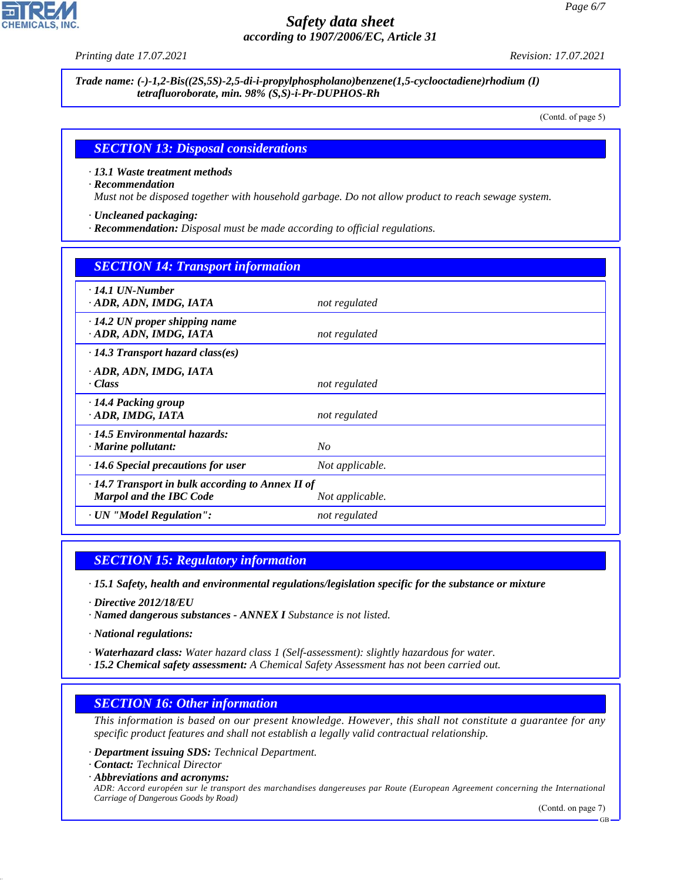Trade name: (-)-1,2-Bis((2S,5S)-2,5-di-i-propylphospholano)benzene(1,5-cyclooctadiene)rhodium (I) tetrafluoroborate, min. 98% (S,S)-i-Pr-DUPHOS-Rh

(Contd. of page 5)

## SECTION 13: Disposal considerations

· **13.1 Waste treatment methods**
· **Recommendation**
Must not be disposed together with household garbage. Do not allow product to reach sewage system.

· **Uncleaned packaging:**
· **Recommendation:** Disposal must be made according to official regulations.

## SECTION 14: Transport information

| | |
|---|---|
| · **14.1 UN-Number**<br>· **ADR, ADN, IMDG, IATA** | not regulated |
| · **14.2 UN proper shipping name**<br>· **ADR, ADN, IMDG, IATA** | not regulated |
| · **14.3 Transport hazard class(es)**<br>· **ADR, ADN, IMDG, IATA**<br>· **Class** | not regulated |
| · **14.4 Packing group**<br>· **ADR, IMDG, IATA** | not regulated |
| · **14.5 Environmental hazards:**<br>· **Marine pollutant:** | No |
| · **14.6 Special precautions for user** | Not applicable. |
| · **14.7 Transport in bulk according to Annex II of Marpol and the IBC Code** | Not applicable. |
| · **UN "Model Regulation":** | not regulated |

## SECTION 15: Regulatory information

· **15.1 Safety, health and environmental regulations/legislation specific for the substance or mixture**

· **Directive 2012/18/EU**
· **Named dangerous substances - ANNEX I** Substance is not listed.

· **National regulations:**

· **Waterhazard class:** Water hazard class 1 (Self-assessment): slightly hazardous for water.
· **15.2 Chemical safety assessment:** A Chemical Safety Assessment has not been carried out.

## SECTION 16: Other information

This information is based on our present knowledge. However, this shall not constitute a guarantee for any specific product features and shall not establish a legally valid contractual relationship.

· **Department issuing SDS:** Technical Department.
· **Contact:** Technical Director
· **Abbreviations and acronyms:**
ADR: Accord européen sur le transport des marchandises dangereuses par Route (European Agreement concerning the International Carriage of Dangerous Goods by Road)

(Contd. on page 7)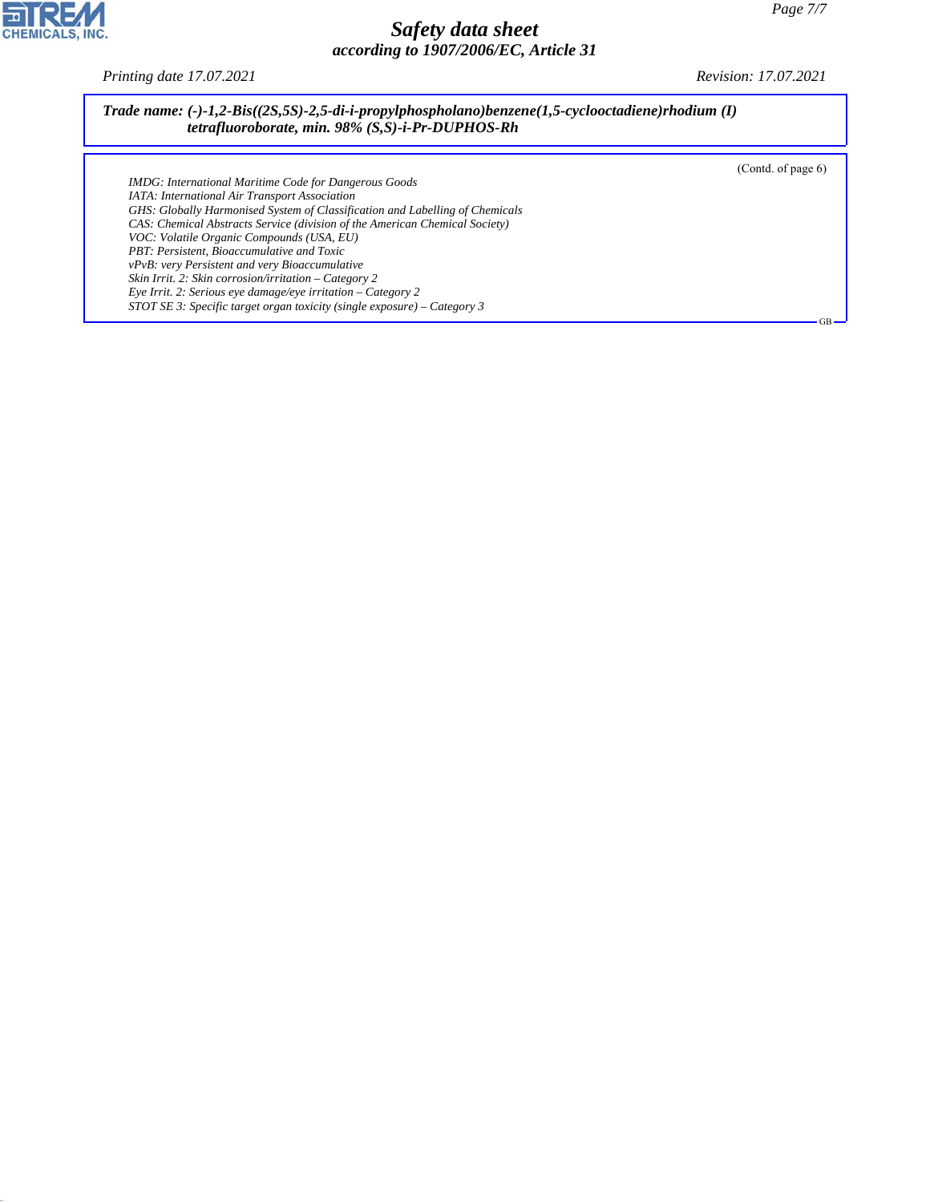**Trade name: (-)-1,2-Bis((2S,5S)-2,5-di-i-propylphospholano)benzene(1,5-cyclooctadiene)rhodium (I) tetrafluoroborate, min. 98% (S,S)-i-Pr-DUPHOS-Rh**

(Contd. of page 6)

*IMDG: International Maritime Code for Dangerous Goods*
*IATA: International Air Transport Association*
*GHS: Globally Harmonised System of Classification and Labelling of Chemicals*
*CAS: Chemical Abstracts Service (division of the American Chemical Society)*
*VOC: Volatile Organic Compounds (USA, EU)*
*PBT: Persistent, Bioaccumulative and Toxic*
*vPvB: very Persistent and very Bioaccumulative*
*Skin Irrit. 2: Skin corrosion/irritation – Category 2*
*Eye Irrit. 2: Serious eye damage/eye irritation – Category 2*
*STOT SE 3: Specific target organ toxicity (single exposure) – Category 3*

GB